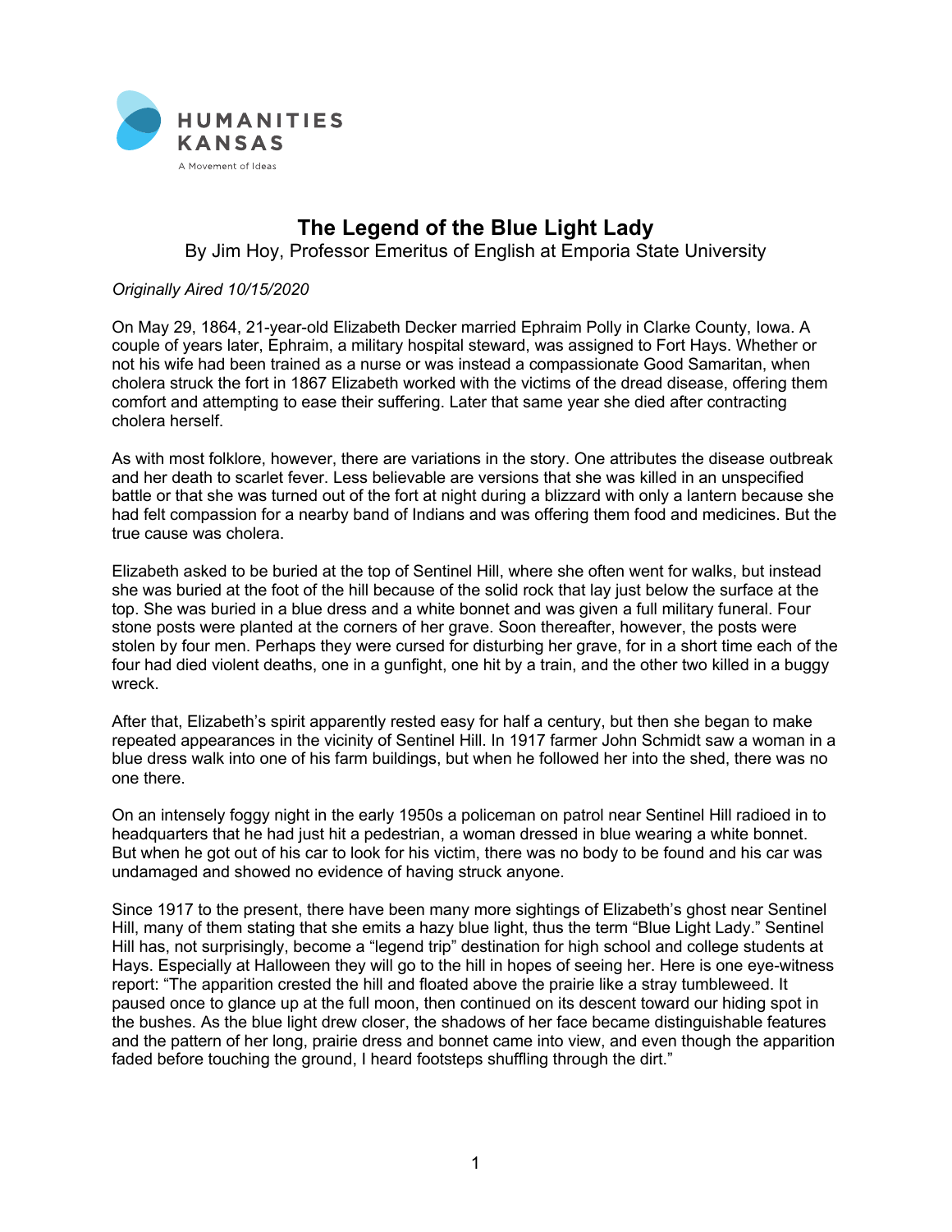HUMANITIES KANSAS

A Movement of Ideas

# The Legend of the Blue Light Lady

By Jim Hoy, Professor Emeritus of English at Emporia State University

*Originally Aired 10/15/2020*

On May 29, 1864, 21-year-old Elizabeth Decker married Ephraim Polly in Clarke County, Iowa. A couple of years later, Ephraim, a military hospital steward, was assigned to Fort Hays. Whether or not his wife had been trained as a nurse or was instead a compassionate Good Samaritan, when cholera struck the fort in 1867 Elizabeth worked with the victims of the dread disease, offering them comfort and attempting to ease their suffering. Later that same year she died after contracting cholera herself.

As with most folklore, however, there are variations in the story. One attributes the disease outbreak and her death to scarlet fever. Less believable are versions that she was killed in an unspecified battle or that she was turned out of the fort at night during a blizzard with only a lantern because she had felt compassion for a nearby band of Indians and was offering them food and medicines. But the true cause was cholera.

Elizabeth asked to be buried at the top of Sentinel Hill, where she often went for walks, but instead she was buried at the foot of the hill because of the solid rock that lay just below the surface at the top. She was buried in a blue dress and a white bonnet and was given a full military funeral. Four stone posts were planted at the corners of her grave. Soon thereafter, however, the posts were stolen by four men. Perhaps they were cursed for disturbing her grave, for in a short time each of the four had died violent deaths, one in a gunfight, one hit by a train, and the other two killed in a buggy wreck.

After that, Elizabeth's spirit apparently rested easy for half a century, but then she began to make repeated appearances in the vicinity of Sentinel Hill. In 1917 farmer John Schmidt saw a woman in a blue dress walk into one of his farm buildings, but when he followed her into the shed, there was no one there.

On an intensely foggy night in the early 1950s a policeman on patrol near Sentinel Hill radioed in to headquarters that he had just hit a pedestrian, a woman dressed in blue wearing a white bonnet. But when he got out of his car to look for his victim, there was no body to be found and his car was undamaged and showed no evidence of having struck anyone.

Since 1917 to the present, there have been many more sightings of Elizabeth's ghost near Sentinel Hill, many of them stating that she emits a hazy blue light, thus the term "Blue Light Lady." Sentinel Hill has, not surprisingly, become a "legend trip" destination for high school and college students at Hays. Especially at Halloween they will go to the hill in hopes of seeing her. Here is one eye-witness report: "The apparition crested the hill and floated above the prairie like a stray tumbleweed. It paused once to glance up at the full moon, then continued on its descent toward our hiding spot in the bushes. As the blue light drew closer, the shadows of her face became distinguishable features and the pattern of her long, prairie dress and bonnet came into view, and even though the apparition faded before touching the ground, I heard footsteps shuffling through the dirt."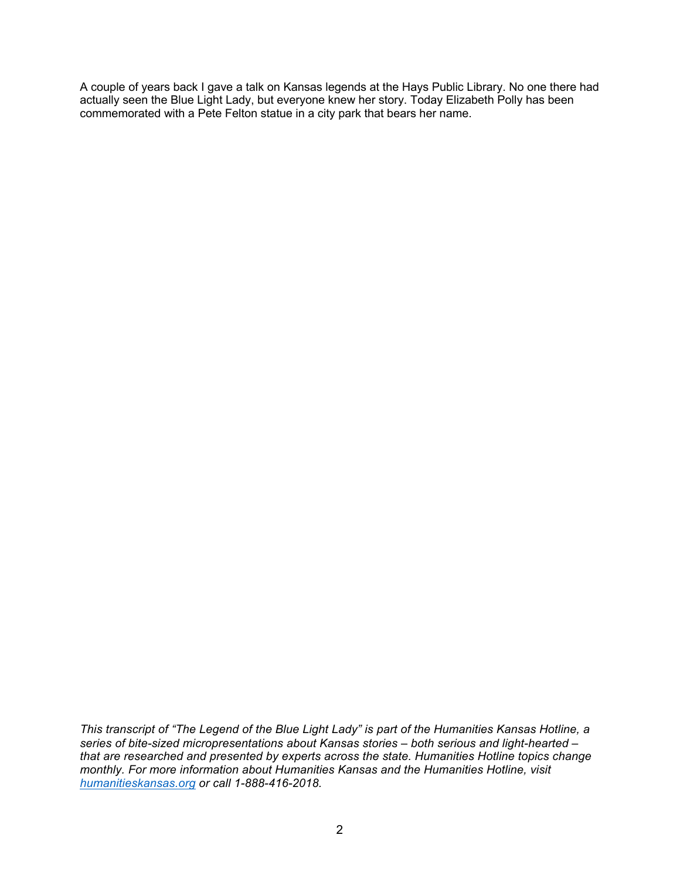A couple of years back I gave a talk on Kansas legends at the Hays Public Library. No one there had actually seen the Blue Light Lady, but everyone knew her story. Today Elizabeth Polly has been commemorated with a Pete Felton statue in a city park that bears her name.

*This transcript of "The Legend of the Blue Light Lady" is part of the Humanities Kansas Hotline, a series of bite-sized micropresentations about Kansas stories – both serious and light-hearted – that are researched and presented by experts across the state. Humanities Hotline topics change monthly. For more information about Humanities Kansas and the Humanities Hotline, visit [humanitieskansas.org](http://humanitieskansas.org) or call 1-888-416-2018.*